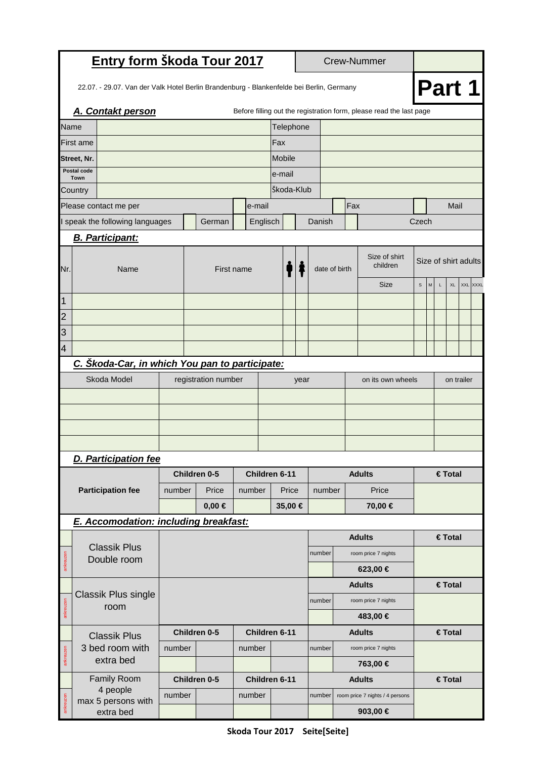# Entry form Škoda Tour 2017

| Crew-Nummer | |
|---|---|

22.07. - 29.07. Van der Valk Hotel Berlin Brandenburg - Blankenfelde bei Berlin, Germany

**Part 1**

## A. Contakt person

Before filling out the registration form, please read the last page

| | | | |
|---|---|---|---|
| Name | | Telephone | |
| First ame | | Fax | |
| Street, Nr. | | Mobile | |
| Postal code Town | | e-mail | |
| Country | | škoda-Klub | |

| | | | | | | |
|---|---|---|---|---|---|---|
| Please contact me per | | e-mail | | Fax | | Mail |

| | | | | | | | |
|---|---|---|---|---|---|---|---|
| I speak the following languages | | German | | Englisch | | Danish | Czech |

## B. Participant:

| Nr. | Name | First name | ♂ | ♀ | date of birth | Size of shirt children | Size of shirt adults | | | | | |
|---|---|---|---|---|---|---|---|---|---|---|---|---|
| | | | | | | Size | S | M | L | XL | XXL | XXXL |
| 1 | | | | | | | | | | | | |
| 2 | | | | | | | | | | | | |
| 3 | | | | | | | | | | | | |
| 4 | | | | | | | | | | | | |

## C. Škoda-Car, in which You pan to participate:

| Skoda Model | registration number | year | on its own wheels | on trailer |
|---|---|---|---|---|
| | | | | |
| | | | | |
| | | | | |
| | | | | |

## D. Participation fee

| | Children 0-5 | | Children 6-11 | | Adults | | € Total |
|---|---|---|---|---|---|---|---|
| Participation fee | number | Price | number | Price | number | Price | |
| | | 0,00 € | | 35,00 € | | 70,00 € | |

## E. Accomodation: including breakfast:

| | | Children 0-5 | | Children 6-11 | | Adults | | € Total |
|---|---|---|---|---|---|---|---|---|
| ankreuzen | Classik Plus Double room | | | | | number | room price 7 nights | |
| | | | | | | | 623,00 € | |
| ankreuzen | Classik Plus single room | | | | | number | room price 7 nights | |
| | | | | | | | 483,00 € | |
| ankreuzen | Classik Plus 3 bed room with extra bed | number | | number | | number | room price 7 nights | |
| | | | | | | | 763,00 € | |
| ankreuzen | Family Room 4 people max 5 persons with extra bed | number | | number | | number | room price 7 nights / 4 persons | |
| | | | | | | | 903,00 € | |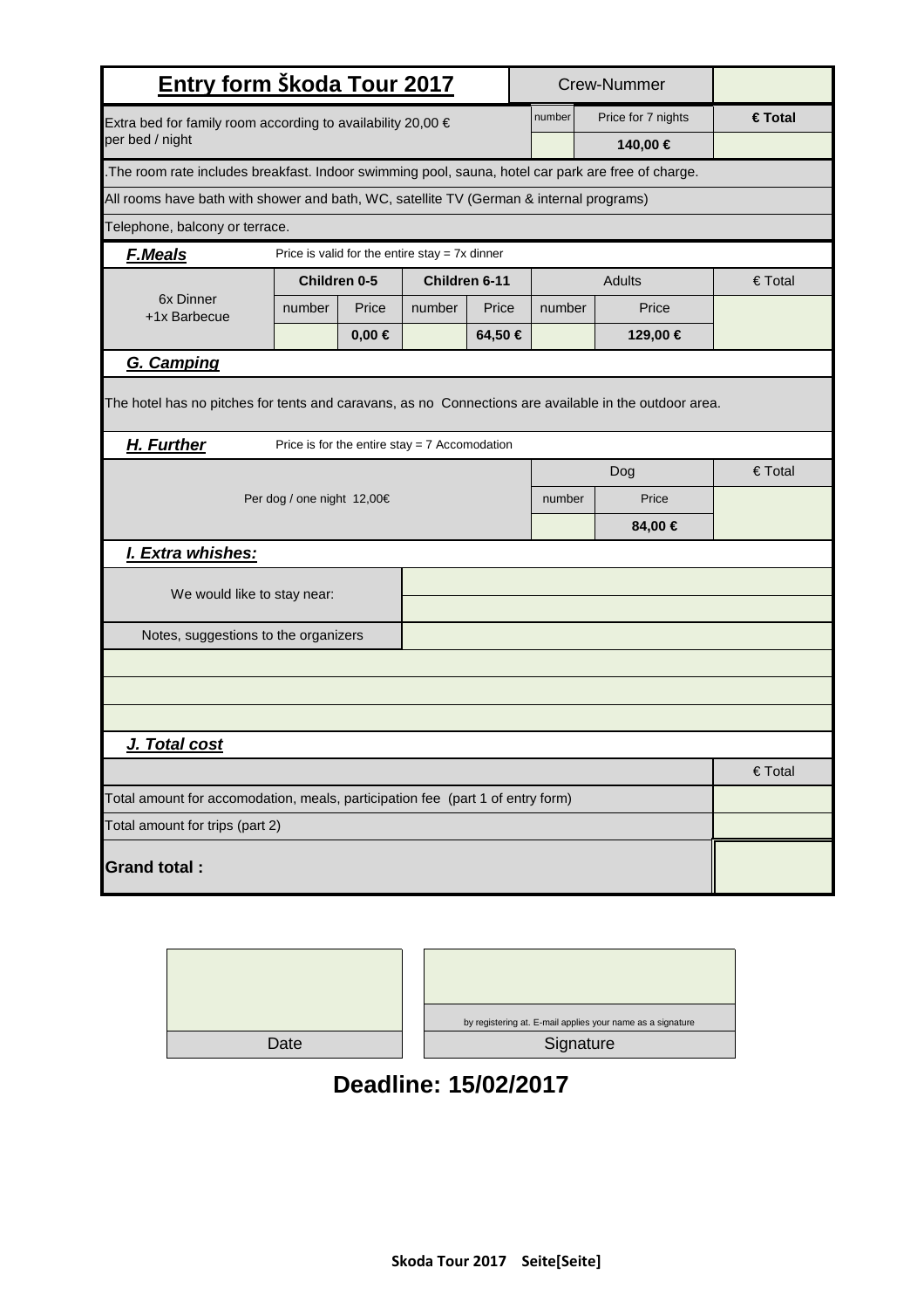| **Entry form škoda Tour 2017** | Crew-Nummer | |
|---|---|---|

| Extra bed for family room according to availability 20,00 € per bed / night | number | Price for 7 nights | **€ Total** |
|---|---|---|---|
| | | **140,00 €** | |

.The room rate includes breakfast. Indoor swimming pool, sauna, hotel car park are free of charge.

All rooms have bath with shower and bath, WC, satellite TV (German & internal programs)

Telephone, balcony or terrace.

***F.Meals*** Price is valid for the entire stay = 7x dinner

| | Children 0-5 | | Children 6-11 | | Adults | | € Total |
|---|---|---|---|---|---|---|---|
| 6x Dinner +1x Barbecue | number | Price | number | Price | number | Price | |
| | | **0,00 €** | | **64,50 €** | | **129,00 €** | |

***G. Camping***

The hotel has no pitches for tents and caravans, as no Connections are available in the outdoor area.

***H. Further*** Price is for the entire stay = 7 Accomodation

| | Dog | | € Total |
|---|---|---|---|
| Per dog / one night 12,00€ | number | Price | |
| | | **84,00 €** | |

***I. Extra whishes:***

| | |
|---|---|
| We would like to stay near: | |
| | |
| Notes, suggestions to the organizers | |

***J. Total cost***

| | € Total |
|---|---|
| Total amount for accomodation, meals, participation fee (part 1 of entry form) | |
| Total amount for trips (part 2) | |
| **Grand total :** | |

| Date | Signature |
|---|---|
| | by registering at. E-mail applies your name as a signature |

**Deadline: 15/02/2017**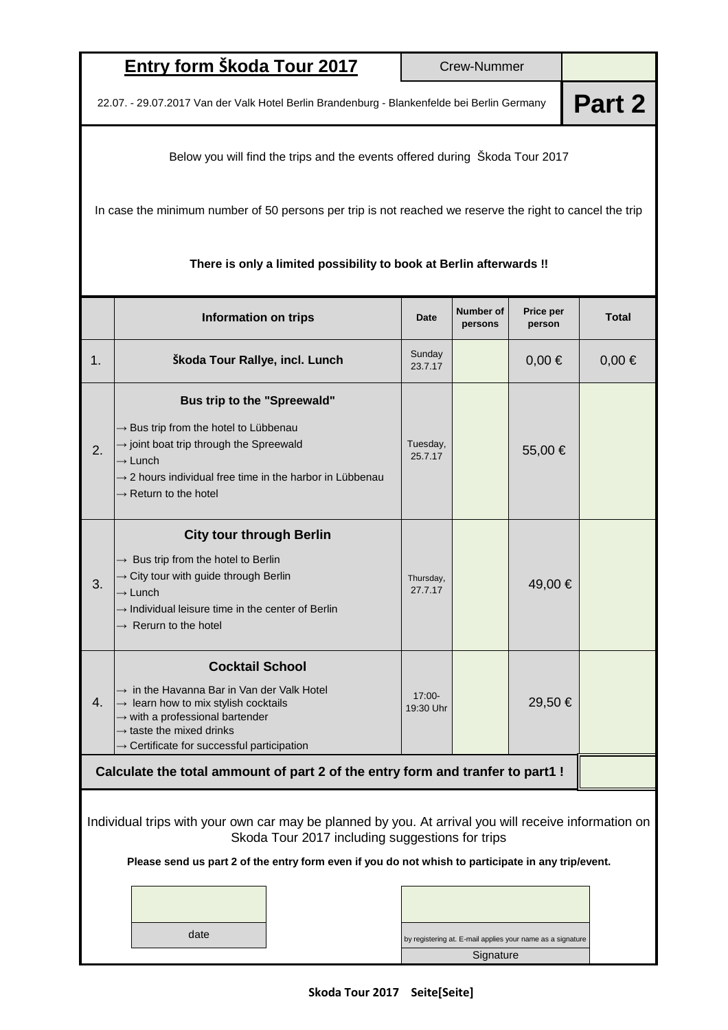| **Entry form škoda Tour 2017** | Crew-Nummer | |
|---|---|---|
| 22.07. - 29.07.2017 Van der Valk Hotel Berlin Brandenburg - Blankenfelde bei Berlin Germany | | **Part 2** |

Below you will find the trips and the events offered during Škoda Tour 2017

In case the minimum number of 50 persons per trip is not reached we reserve the right to cancel the trip

**There is only a limited possibility to book at Berlin afterwards !!**

| | **Information on trips** | **Date** | **Number of persons** | **Price per person** | **Total** |
|---|---|---|---|---|---|
| 1. | **škoda Tour Rallye, incl. Lunch** | Sunday 23.7.17 | | 0,00 € | 0,00 € |
| 2. | **Bus trip to the "Spreewald"**<br>→ Bus trip from the hotel to Lübbenau<br>→ joint boat trip through the Spreewald<br>→ Lunch<br>→ 2 hours individual free time in the harbor in Lübbenau<br>→ Return to the hotel | Tuesday, 25.7.17 | | 55,00 € | |
| 3. | **City tour through Berlin**<br>→ Bus trip from the hotel to Berlin<br>→ City tour with guide through Berlin<br>→ Lunch<br>→ Individual leisure time in the center of Berlin<br>→ Rerurn to the hotel | Thursday, 27.7.17 | | 49,00 € | |
| 4. | **Cocktail School**<br>→ in the Havanna Bar in Van der Valk Hotel<br>→ learn how to mix stylish cocktails<br>→ with a professional bartender<br>→ taste the mixed drinks<br>→ Certificate for successful participation | 17:00-19:30 Uhr | | 29,50 € | |
| | **Calculate the total ammount of part 2 of the entry form and tranfer to part1 !** | | | | |

Individual trips with your own car may be planned by you. At arrival you will receive information on Skoda Tour 2017 including suggestions for trips

**Please send us part 2 of the entry form even if you do not whish to participate in any trip/event.**

date

by registering at. E-mail applies your name as a signature

Signature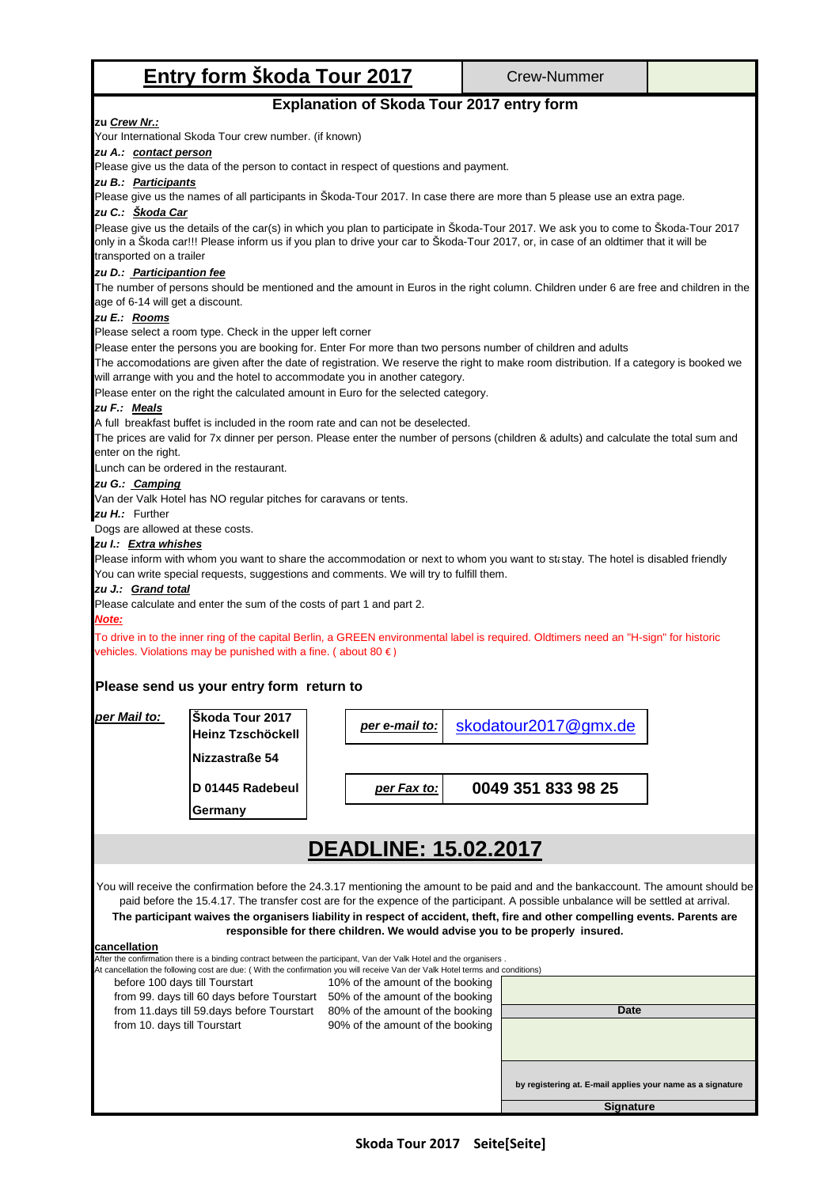# Entry form škoda Tour 2017

| Crew-Nummer | |
|---|---|

## Explanation of Skoda Tour 2017 entry form

**zu *Crew Nr.:***

Your International Skoda Tour crew number. (if known)

***zu A.: contact person***

Please give us the data of the person to contact in respect of questions and payment.

***zu B.: Participants***

Please give us the names of all participants in Škoda-Tour 2017. In case there are more than 5 please use an extra page.

***zu C.: Škoda Car***

Please give us the details of the car(s) in which you plan to participate in Škoda-Tour 2017. We ask you to come to Škoda-Tour 2017 only in a Škoda car!!! Please inform us if you plan to drive your car to Škoda-Tour 2017, or, in case of an oldtimer that it will be transported on a trailer

***zu D.: Participantion fee***

The number of persons should be mentioned and the amount in Euros in the right column. Children under 6 are free and children in the age of 6-14 will get a discount.

***zu E.: Rooms***

Please select a room type. Check in the upper left corner

Please enter the persons you are booking for. Enter For more than two persons number of children and adults

The accomodations are given after the date of registration. We reserve the right to make room distribution. If a category is booked we will arrange with you and the hotel to accommodate you in another category.

Please enter on the right the calculated amount in Euro for the selected category.

***zu F.: Meals***

A full breakfast buffet is included in the room rate and can not be deselected.

The prices are valid for 7x dinner per person. Please enter the number of persons (children & adults) and calculate the total sum and enter on the right.

Lunch can be ordered in the restaurant.

***zu G.: Camping***

Van der Valk Hotel has NO regular pitches for caravans or tents.

***zu H.:*** Further

Dogs are allowed at these costs.

***zu I.: Extra whishes***

Please inform with whom you want to share the accommodation or next to whom you want to sta stay. The hotel is disabled friendly

You can write special requests, suggestions and comments. We will try to fulfill them.

***zu J.: Grand total***

Please calculate and enter the sum of the costs of part 1 and part 2.

***Note:***

To drive in to the inner ring of the capital Berlin, a GREEN environmental label is required. Oldtimers need an "H-sign" for historic vehicles. Violations may be punished with a fine. ( about 80 € )

### Please send us your entry form return to

***per Mail to:***

**Škoda Tour 2017**
**Heinz Tzschöckell**
**Nizzastraße 54**
**D 01445 Radebeul**
**Germany**

***per e-mail to:*** skodatour2017@gmx.de

***per Fax to:*** **0049 351 833 98 25**

## DEADLINE: 15.02.2017

You will receive the confirmation before the 24.3.17 mentioning the amount to be paid and and the bankaccount. The amount should be paid before the 15.4.17. The transfer cost are for the expence of the participant. A possible unbalance will be settled at arrival.

**The participant waives the organisers liability in respect of accident, theft, fire and other compelling events. Parents are responsible for there children. We would advise you to be properly insured.**

**cancellation**

After the confirmation there is a binding contract between the participant, Van der Valk Hotel and the organisers .

At cancellation the following cost are due: ( With the confirmation you will receive Van der Valk Hotel terms and conditions)

| | |
|---|---|
| before 100 days till Tourstart | 10% of the amount of the booking |
| from 99. days till 60 days before Tourstart | 50% of the amount of the booking |
| from 11.days till 59.days before Tourstart | 80% of the amount of the booking |
| from 10. days till Tourstart | 90% of the amount of the booking |

**Date**

**by registering at. E-mail applies your name as a signature**

**Signature**